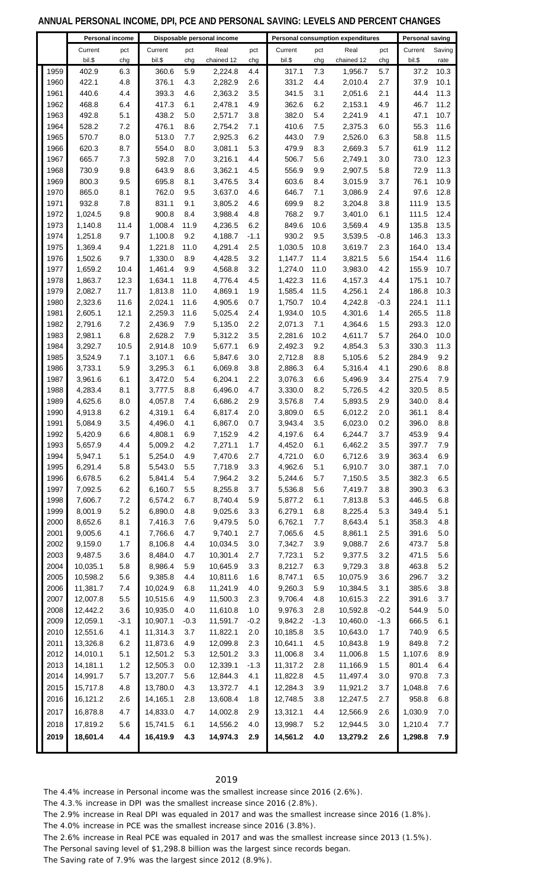## ANNUAL PERSONAL INCOME, DPI, PCE AND PERSONAL SAVING: LEVELS AND PERCENT CHANGES

| | Personal income | | Disposable personal income | | | | Personal consumption expenditures | | | | Personal saving | |
|---|---|---|---|---|---|---|---|---|---|---|---|---|
| | Current bil.$ | pct chg | Current bil.$ | pct chg | Real chained 12 | pct chg | Current bil.$ | pct chg | Real chained 12 | pct chg | Current bil.$ | Saving rate |
| 1959 | 402.9 | 6.3 | 360.6 | 5.9 | 2,224.8 | 4.4 | 317.1 | 7.3 | 1,956.7 | 5.7 | 37.2 | 10.3 |
| 1960 | 422.1 | 4.8 | 376.1 | 4.3 | 2,282.9 | 2.6 | 331.2 | 4.4 | 2,010.4 | 2.7 | 37.9 | 10.1 |
| 1961 | 440.6 | 4.4 | 393.3 | 4.6 | 2,363.2 | 3.5 | 341.5 | 3.1 | 2,051.6 | 2.1 | 44.4 | 11.3 |
| 1962 | 468.8 | 6.4 | 417.3 | 6.1 | 2,478.1 | 4.9 | 362.6 | 6.2 | 2,153.1 | 4.9 | 46.7 | 11.2 |
| 1963 | 492.8 | 5.1 | 438.2 | 5.0 | 2,571.7 | 3.8 | 382.0 | 5.4 | 2,241.9 | 4.1 | 47.1 | 10.7 |
| 1964 | 528.2 | 7.2 | 476.1 | 8.6 | 2,754.2 | 7.1 | 410.6 | 7.5 | 2,375.3 | 6.0 | 55.3 | 11.6 |
| 1965 | 570.7 | 8.0 | 513.0 | 7.7 | 2,925.3 | 6.2 | 443.0 | 7.9 | 2,526.0 | 6.3 | 58.8 | 11.5 |
| 1966 | 620.3 | 8.7 | 554.0 | 8.0 | 3,081.1 | 5.3 | 479.9 | 8.3 | 2,669.3 | 5.7 | 61.9 | 11.2 |
| 1967 | 665.7 | 7.3 | 592.8 | 7.0 | 3,216.1 | 4.4 | 506.7 | 5.6 | 2,749.1 | 3.0 | 73.0 | 12.3 |
| 1968 | 730.9 | 9.8 | 643.9 | 8.6 | 3,362.1 | 4.5 | 556.9 | 9.9 | 2,907.5 | 5.8 | 72.9 | 11.3 |
| 1969 | 800.3 | 9.5 | 695.8 | 8.1 | 3,476.5 | 3.4 | 603.6 | 8.4 | 3,015.9 | 3.7 | 76.1 | 10.9 |
| 1970 | 865.0 | 8.1 | 762.0 | 9.5 | 3,637.0 | 4.6 | 646.7 | 7.1 | 3,086.9 | 2.4 | 97.6 | 12.8 |
| 1971 | 932.8 | 7.8 | 831.1 | 9.1 | 3,805.2 | 4.6 | 699.9 | 8.2 | 3,204.8 | 3.8 | 111.9 | 13.5 |
| 1972 | 1,024.5 | 9.8 | 900.8 | 8.4 | 3,988.4 | 4.8 | 768.2 | 9.7 | 3,401.0 | 6.1 | 111.5 | 12.4 |
| 1973 | 1,140.8 | 11.4 | 1,008.4 | 11.9 | 4,236.5 | 6.2 | 849.6 | 10.6 | 3,569.4 | 4.9 | 135.8 | 13.5 |
| 1974 | 1,251.8 | 9.7 | 1,100.8 | 9.2 | 4,188.7 | -1.1 | 930.2 | 9.5 | 3,539.5 | -0.8 | 146.3 | 13.3 |
| 1975 | 1,369.4 | 9.4 | 1,221.8 | 11.0 | 4,291.4 | 2.5 | 1,030.5 | 10.8 | 3,619.7 | 2.3 | 164.0 | 13.4 |
| 1976 | 1,502.6 | 9.7 | 1,330.0 | 8.9 | 4,428.5 | 3.2 | 1,147.7 | 11.4 | 3,821.5 | 5.6 | 154.4 | 11.6 |
| 1977 | 1,659.2 | 10.4 | 1,461.4 | 9.9 | 4,568.8 | 3.2 | 1,274.0 | 11.0 | 3,983.0 | 4.2 | 155.9 | 10.7 |
| 1978 | 1,863.7 | 12.3 | 1,634.1 | 11.8 | 4,776.4 | 4.5 | 1,422.3 | 11.6 | 4,157.3 | 4.4 | 175.1 | 10.7 |
| 1979 | 2,082.7 | 11.7 | 1,813.8 | 11.0 | 4,869.1 | 1.9 | 1,585.4 | 11.5 | 4,256.1 | 2.4 | 186.8 | 10.3 |
| 1980 | 2,323.6 | 11.6 | 2,024.1 | 11.6 | 4,905.6 | 0.7 | 1,750.7 | 10.4 | 4,242.8 | -0.3 | 224.1 | 11.1 |
| 1981 | 2,605.1 | 12.1 | 2,259.3 | 11.6 | 5,025.4 | 2.4 | 1,934.0 | 10.5 | 4,301.6 | 1.4 | 265.5 | 11.8 |
| 1982 | 2,791.6 | 7.2 | 2,436.9 | 7.9 | 5,135.0 | 2.2 | 2,071.3 | 7.1 | 4,364.6 | 1.5 | 293.3 | 12.0 |
| 1983 | 2,981.1 | 6.8 | 2,628.2 | 7.9 | 5,312.2 | 3.5 | 2,281.6 | 10.2 | 4,611.7 | 5.7 | 264.0 | 10.0 |
| 1984 | 3,292.7 | 10.5 | 2,914.8 | 10.9 | 5,677.1 | 6.9 | 2,492.3 | 9.2 | 4,854.3 | 5.3 | 330.3 | 11.3 |
| 1985 | 3,524.9 | 7.1 | 3,107.1 | 6.6 | 5,847.6 | 3.0 | 2,712.8 | 8.8 | 5,105.6 | 5.2 | 284.9 | 9.2 |
| 1986 | 3,733.1 | 5.9 | 3,295.3 | 6.1 | 6,069.8 | 3.8 | 2,886.3 | 6.4 | 5,316.4 | 4.1 | 290.6 | 8.8 |
| 1987 | 3,961.6 | 6.1 | 3,472.0 | 5.4 | 6,204.1 | 2.2 | 3,076.3 | 6.6 | 5,496.9 | 3.4 | 275.4 | 7.9 |
| 1988 | 4,283.4 | 8.1 | 3,777.5 | 8.8 | 6,496.0 | 4.7 | 3,330.0 | 8.2 | 5,726.5 | 4.2 | 320.5 | 8.5 |
| 1989 | 4,625.6 | 8.0 | 4,057.8 | 7.4 | 6,686.2 | 2.9 | 3,576.8 | 7.4 | 5,893.5 | 2.9 | 340.0 | 8.4 |
| 1990 | 4,913.8 | 6.2 | 4,319.1 | 6.4 | 6,817.4 | 2.0 | 3,809.0 | 6.5 | 6,012.2 | 2.0 | 361.1 | 8.4 |
| 1991 | 5,084.9 | 3.5 | 4,496.0 | 4.1 | 6,867.0 | 0.7 | 3,943.4 | 3.5 | 6,023.0 | 0.2 | 396.0 | 8.8 |
| 1992 | 5,420.9 | 6.6 | 4,808.1 | 6.9 | 7,152.9 | 4.2 | 4,197.6 | 6.4 | 6,244.7 | 3.7 | 453.9 | 9.4 |
| 1993 | 5,657.9 | 4.4 | 5,009.2 | 4.2 | 7,271.1 | 1.7 | 4,452.0 | 6.1 | 6,462.2 | 3.5 | 397.7 | 7.9 |
| 1994 | 5,947.1 | 5.1 | 5,254.0 | 4.9 | 7,470.6 | 2.7 | 4,721.0 | 6.0 | 6,712.6 | 3.9 | 363.4 | 6.9 |
| 1995 | 6,291.4 | 5.8 | 5,543.0 | 5.5 | 7,718.9 | 3.3 | 4,962.6 | 5.1 | 6,910.7 | 3.0 | 387.1 | 7.0 |
| 1996 | 6,678.5 | 6.2 | 5,841.4 | 5.4 | 7,964.2 | 3.2 | 5,244.6 | 5.7 | 7,150.5 | 3.5 | 382.3 | 6.5 |
| 1997 | 7,092.5 | 6.2 | 6,160.7 | 5.5 | 8,255.8 | 3.7 | 5,536.8 | 5.6 | 7,419.7 | 3.8 | 390.3 | 6.3 |
| 1998 | 7,606.7 | 7.2 | 6,574.2 | 6.7 | 8,740.4 | 5.9 | 5,877.2 | 6.1 | 7,813.8 | 5.3 | 446.5 | 6.8 |
| 1999 | 8,001.9 | 5.2 | 6,890.0 | 4.8 | 9,025.6 | 3.3 | 6,279.1 | 6.8 | 8,225.4 | 5.3 | 349.4 | 5.1 |
| 2000 | 8,652.6 | 8.1 | 7,416.3 | 7.6 | 9,479.5 | 5.0 | 6,762.1 | 7.7 | 8,643.4 | 5.1 | 358.3 | 4.8 |
| 2001 | 9,005.6 | 4.1 | 7,766.6 | 4.7 | 9,740.1 | 2.7 | 7,065.6 | 4.5 | 8,861.1 | 2.5 | 391.6 | 5.0 |
| 2002 | 9,159.0 | 1.7 | 8,106.8 | 4.4 | 10,034.5 | 3.0 | 7,342.7 | 3.9 | 9,088.7 | 2.6 | 473.7 | 5.8 |
| 2003 | 9,487.5 | 3.6 | 8,484.0 | 4.7 | 10,301.4 | 2.7 | 7,723.1 | 5.2 | 9,377.5 | 3.2 | 471.5 | 5.6 |
| 2004 | 10,035.1 | 5.8 | 8,986.4 | 5.9 | 10,645.9 | 3.3 | 8,212.7 | 6.3 | 9,729.3 | 3.8 | 463.8 | 5.2 |
| 2005 | 10,598.2 | 5.6 | 9,385.8 | 4.4 | 10,811.6 | 1.6 | 8,747.1 | 6.5 | 10,075.9 | 3.6 | 296.7 | 3.2 |
| 2006 | 11,381.7 | 7.4 | 10,024.9 | 6.8 | 11,241.9 | 4.0 | 9,260.3 | 5.9 | 10,384.5 | 3.1 | 385.6 | 3.8 |
| 2007 | 12,007.8 | 5.5 | 10,515.6 | 4.9 | 11,500.3 | 2.3 | 9,706.4 | 4.8 | 10,615.3 | 2.2 | 391.6 | 3.7 |
| 2008 | 12,442.2 | 3.6 | 10,935.0 | 4.0 | 11,610.8 | 1.0 | 9,976.3 | 2.8 | 10,592.8 | -0.2 | 544.9 | 5.0 |
| 2009 | 12,059.1 | -3.1 | 10,907.1 | -0.3 | 11,591.7 | -0.2 | 9,842.2 | -1.3 | 10,460.0 | -1.3 | 666.5 | 6.1 |
| 2010 | 12,551.6 | 4.1 | 11,314.3 | 3.7 | 11,822.1 | 2.0 | 10,185.8 | 3.5 | 10,643.0 | 1.7 | 740.9 | 6.5 |
| 2011 | 13,326.8 | 6.2 | 11,873.6 | 4.9 | 12,099.8 | 2.3 | 10,641.1 | 4.5 | 10,843.8 | 1.9 | 849.8 | 7.2 |
| 2012 | 14,010.1 | 5.1 | 12,501.2 | 5.3 | 12,501.2 | 3.3 | 11,006.8 | 3.4 | 11,006.8 | 1.5 | 1,107.6 | 8.9 |
| 2013 | 14,181.1 | 1.2 | 12,505.3 | 0.0 | 12,339.1 | -1.3 | 11,317.2 | 2.8 | 11,166.9 | 1.5 | 801.4 | 6.4 |
| 2014 | 14,991.7 | 5.7 | 13,207.7 | 5.6 | 12,844.3 | 4.1 | 11,822.8 | 4.5 | 11,497.4 | 3.0 | 970.8 | 7.3 |
| 2015 | 15,717.8 | 4.8 | 13,780.0 | 4.3 | 13,372.7 | 4.1 | 12,284.3 | 3.9 | 11,921.2 | 3.7 | 1,048.8 | 7.6 |
| 2016 | 16,121.2 | 2.6 | 14,165.1 | 2.8 | 13,608.4 | 1.8 | 12,748.5 | 3.8 | 12,247.5 | 2.7 | 958.8 | 6.8 |
| 2017 | 16,878.8 | 4.7 | 14,833.0 | 4.7 | 14,002.8 | 2.9 | 13,312.1 | 4.4 | 12,566.9 | 2.6 | 1,030.9 | 7.0 |
| 2018 | 17,819.2 | 5.6 | 15,741.5 | 6.1 | 14,556.2 | 4.0 | 13,998.7 | 5.2 | 12,944.5 | 3.0 | 1,210.4 | 7.7 |
| **2019** | **18,601.4** | **4.4** | **16,419.9** | **4.3** | **14,974.3** | **2.9** | **14,561.2** | **4.0** | **13,279.2** | **2.6** | **1,298.8** | **7.9** |

2019

The 4.4% increase in Personal income was the smallest increase since 2016 (2.6%).

The 4.3% increase in DPI was the smallest increase since 2016 (2.8%).

The 2.9% increase in Real DPI was equaled in 2017 and was the smallest increase since 2016 (1.8%).

The 4.0% increase in PCE was the smallest increase since 2016 (3.8%).

The 2.6% increase in Real PCE was equaled in 2017 and was the smallest increase since 2013 (1.5%).

The Personal saving level of $1,298.8 billion was the largest since records began.

The Saving rate of 7.9% was the largest since 2012 (8.9%).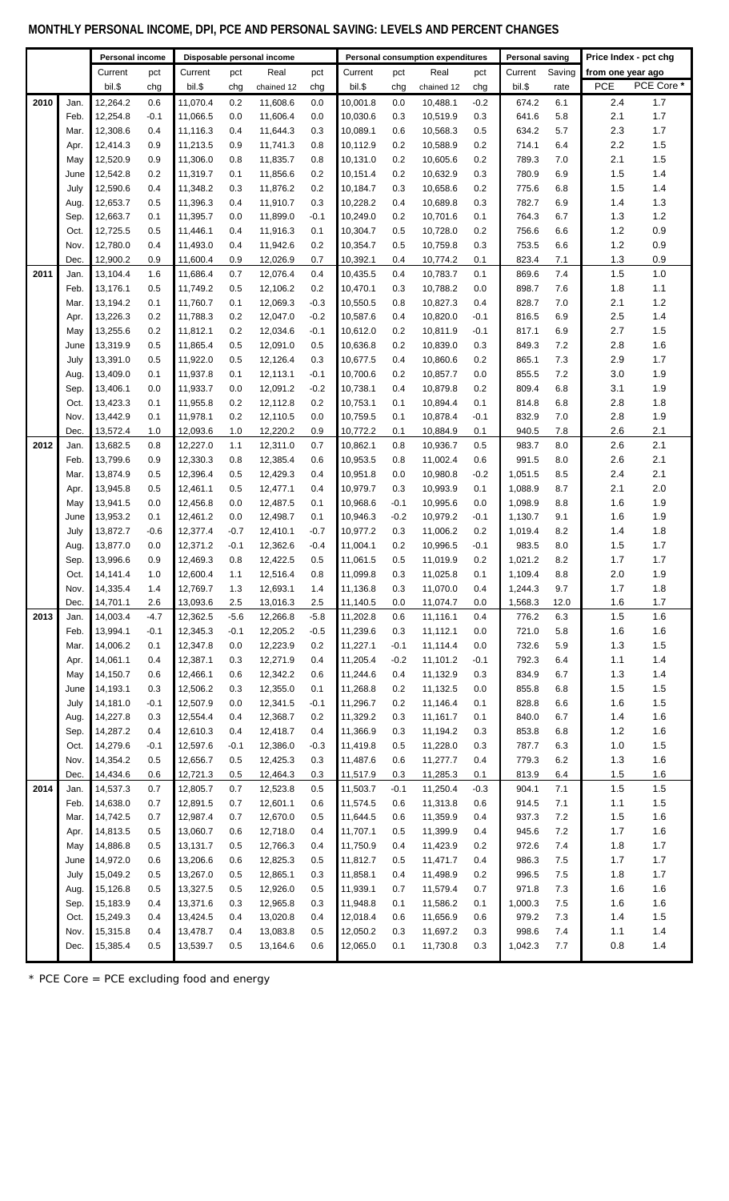## MONTHLY PERSONAL INCOME, DPI, PCE AND PERSONAL SAVING: LEVELS AND PERCENT CHANGES

| | | Personal income | | Disposable personal income | | | | Personal consumption expenditures | | | | Personal saving | | Price Index - pct chg | |
|---|---|---|---|---|---|---|---|---|---|---|---|---|---|---|---|
| | | Current | pct | Current | pct | Real | pct | Current | pct | Real | pct | Current | Saving | from one year ago | |
| | | bil.$ | chg | bil.$ | chg | chained 12 | chg | bil.$ | chg | chained 12 | chg | bil.$ | rate | PCE | PCE Core * |
| 2010 | Jan. | 12,264.2 | 0.6 | 11,070.4 | 0.2 | 11,608.6 | 0.0 | 10,001.8 | 0.0 | 10,488.1 | -0.2 | 674.2 | 6.1 | 2.4 | 1.7 |
| | Feb. | 12,254.8 | -0.1 | 11,066.5 | 0.0 | 11,606.4 | 0.0 | 10,030.6 | 0.3 | 10,519.9 | 0.3 | 641.6 | 5.8 | 2.1 | 1.7 |
| | Mar. | 12,308.6 | 0.4 | 11,116.3 | 0.4 | 11,644.3 | 0.3 | 10,089.1 | 0.6 | 10,568.3 | 0.5 | 634.2 | 5.7 | 2.3 | 1.7 |
| | Apr. | 12,414.3 | 0.9 | 11,213.5 | 0.9 | 11,741.3 | 0.8 | 10,112.9 | 0.2 | 10,588.9 | 0.2 | 714.1 | 6.4 | 2.2 | 1.5 |
| | May | 12,520.9 | 0.9 | 11,306.0 | 0.8 | 11,835.7 | 0.8 | 10,131.0 | 0.2 | 10,605.6 | 0.2 | 789.3 | 7.0 | 2.1 | 1.5 |
| | June | 12,542.8 | 0.2 | 11,319.7 | 0.1 | 11,856.6 | 0.2 | 10,151.4 | 0.2 | 10,632.9 | 0.3 | 780.9 | 6.9 | 1.5 | 1.4 |
| | July | 12,590.6 | 0.4 | 11,348.2 | 0.3 | 11,876.2 | 0.2 | 10,184.7 | 0.3 | 10,658.6 | 0.2 | 775.6 | 6.8 | 1.5 | 1.4 |
| | Aug. | 12,653.7 | 0.5 | 11,396.3 | 0.4 | 11,910.7 | 0.3 | 10,228.2 | 0.4 | 10,689.8 | 0.3 | 782.7 | 6.9 | 1.4 | 1.3 |
| | Sep. | 12,663.7 | 0.1 | 11,395.7 | 0.0 | 11,899.0 | -0.1 | 10,249.0 | 0.2 | 10,701.6 | 0.1 | 764.3 | 6.7 | 1.3 | 1.2 |
| | Oct. | 12,725.5 | 0.5 | 11,446.1 | 0.4 | 11,916.3 | 0.1 | 10,304.7 | 0.5 | 10,728.0 | 0.2 | 756.6 | 6.6 | 1.2 | 0.9 |
| | Nov. | 12,780.0 | 0.4 | 11,493.0 | 0.4 | 11,942.6 | 0.2 | 10,354.7 | 0.5 | 10,759.8 | 0.3 | 753.5 | 6.6 | 1.2 | 0.9 |
| | Dec. | 12,900.2 | 0.9 | 11,600.4 | 0.9 | 12,026.9 | 0.7 | 10,392.1 | 0.4 | 10,774.2 | 0.1 | 823.4 | 7.1 | 1.3 | 0.9 |
| 2011 | Jan. | 13,104.4 | 1.6 | 11,686.4 | 0.7 | 12,076.4 | 0.4 | 10,435.5 | 0.4 | 10,783.7 | 0.1 | 869.6 | 7.4 | 1.5 | 1.0 |
| | Feb. | 13,176.1 | 0.5 | 11,749.2 | 0.5 | 12,106.2 | 0.2 | 10,470.1 | 0.3 | 10,788.2 | 0.0 | 898.7 | 7.6 | 1.8 | 1.1 |
| | Mar. | 13,194.2 | 0.1 | 11,760.7 | 0.1 | 12,069.3 | -0.3 | 10,550.5 | 0.8 | 10,827.3 | 0.4 | 828.7 | 7.0 | 2.1 | 1.2 |
| | Apr. | 13,226.3 | 0.2 | 11,788.3 | 0.2 | 12,047.0 | -0.2 | 10,587.6 | 0.4 | 10,820.0 | -0.1 | 816.5 | 6.9 | 2.5 | 1.4 |
| | May | 13,255.6 | 0.2 | 11,812.1 | 0.2 | 12,034.6 | -0.1 | 10,612.0 | 0.2 | 10,811.9 | -0.1 | 817.1 | 6.9 | 2.7 | 1.5 |
| | June | 13,319.9 | 0.5 | 11,865.4 | 0.5 | 12,091.0 | 0.5 | 10,636.8 | 0.2 | 10,839.0 | 0.3 | 849.3 | 7.2 | 2.8 | 1.6 |
| | July | 13,391.0 | 0.5 | 11,922.0 | 0.5 | 12,126.4 | 0.3 | 10,677.5 | 0.4 | 10,860.6 | 0.2 | 865.1 | 7.3 | 2.9 | 1.7 |
| | Aug. | 13,409.0 | 0.1 | 11,937.8 | 0.1 | 12,113.1 | -0.1 | 10,700.6 | 0.2 | 10,857.7 | 0.0 | 855.5 | 7.2 | 3.0 | 1.9 |
| | Sep. | 13,406.1 | 0.0 | 11,933.7 | 0.0 | 12,091.2 | -0.2 | 10,738.1 | 0.4 | 10,879.8 | 0.2 | 809.4 | 6.8 | 3.1 | 1.9 |
| | Oct. | 13,423.3 | 0.1 | 11,955.8 | 0.2 | 12,112.8 | 0.2 | 10,753.1 | 0.1 | 10,894.4 | 0.1 | 814.8 | 6.8 | 2.8 | 1.8 |
| | Nov. | 13,442.9 | 0.1 | 11,978.1 | 0.2 | 12,110.5 | 0.0 | 10,759.5 | 0.1 | 10,878.4 | -0.1 | 832.9 | 7.0 | 2.8 | 1.9 |
| | Dec. | 13,572.4 | 1.0 | 12,093.6 | 1.0 | 12,220.2 | 0.9 | 10,772.2 | 0.1 | 10,884.9 | 0.1 | 940.5 | 7.8 | 2.6 | 2.1 |
| 2012 | Jan. | 13,682.5 | 0.8 | 12,227.0 | 1.1 | 12,311.0 | 0.7 | 10,862.1 | 0.8 | 10,936.7 | 0.5 | 983.7 | 8.0 | 2.6 | 2.1 |
| | Feb. | 13,799.6 | 0.9 | 12,330.3 | 0.8 | 12,385.4 | 0.6 | 10,953.5 | 0.8 | 11,002.4 | 0.6 | 991.5 | 8.0 | 2.6 | 2.1 |
| | Mar. | 13,874.9 | 0.5 | 12,396.4 | 0.5 | 12,429.3 | 0.4 | 10,951.8 | 0.0 | 10,980.8 | -0.2 | 1,051.5 | 8.5 | 2.4 | 2.1 |
| | Apr. | 13,945.8 | 0.5 | 12,461.1 | 0.5 | 12,477.1 | 0.4 | 10,979.7 | 0.3 | 10,993.9 | 0.1 | 1,088.9 | 8.7 | 2.1 | 2.0 |
| | May | 13,941.5 | 0.0 | 12,456.8 | 0.0 | 12,487.5 | 0.1 | 10,968.6 | -0.1 | 10,995.6 | 0.0 | 1,098.9 | 8.8 | 1.6 | 1.9 |
| | June | 13,953.2 | 0.1 | 12,461.2 | 0.0 | 12,498.7 | 0.1 | 10,946.3 | -0.2 | 10,979.2 | -0.1 | 1,130.7 | 9.1 | 1.6 | 1.9 |
| | July | 13,872.7 | -0.6 | 12,377.4 | -0.7 | 12,410.1 | -0.7 | 10,977.2 | 0.3 | 11,006.2 | 0.2 | 1,019.4 | 8.2 | 1.4 | 1.8 |
| | Aug. | 13,877.0 | 0.0 | 12,371.2 | -0.1 | 12,362.6 | -0.4 | 11,004.1 | 0.2 | 10,996.5 | -0.1 | 983.5 | 8.0 | 1.5 | 1.7 |
| | Sep. | 13,996.6 | 0.9 | 12,469.3 | 0.8 | 12,422.5 | 0.5 | 11,061.5 | 0.5 | 11,019.9 | 0.2 | 1,021.2 | 8.2 | 1.7 | 1.7 |
| | Oct. | 14,141.4 | 1.0 | 12,600.4 | 1.1 | 12,516.4 | 0.8 | 11,099.8 | 0.3 | 11,025.8 | 0.1 | 1,109.4 | 8.8 | 2.0 | 1.9 |
| | Nov. | 14,335.4 | 1.4 | 12,769.7 | 1.3 | 12,693.1 | 1.4 | 11,136.8 | 0.3 | 11,070.0 | 0.4 | 1,244.3 | 9.7 | 1.7 | 1.8 |
| | Dec. | 14,701.1 | 2.6 | 13,093.6 | 2.5 | 13,016.3 | 2.5 | 11,140.5 | 0.0 | 11,074.7 | 0.0 | 1,568.3 | 12.0 | 1.6 | 1.7 |
| 2013 | Jan. | 14,003.4 | -4.7 | 12,362.5 | -5.6 | 12,266.8 | -5.8 | 11,202.8 | 0.6 | 11,116.1 | 0.4 | 776.2 | 6.3 | 1.5 | 1.6 |
| | Feb. | 13,994.1 | -0.1 | 12,345.3 | -0.1 | 12,205.2 | -0.5 | 11,239.6 | 0.3 | 11,112.1 | 0.0 | 721.0 | 5.8 | 1.6 | 1.6 |
| | Mar. | 14,006.2 | 0.1 | 12,347.8 | 0.0 | 12,223.9 | 0.2 | 11,227.1 | -0.1 | 11,114.4 | 0.0 | 732.6 | 5.9 | 1.3 | 1.5 |
| | Apr. | 14,061.1 | 0.4 | 12,387.1 | 0.3 | 12,271.9 | 0.4 | 11,205.4 | -0.2 | 11,101.2 | -0.1 | 792.3 | 6.4 | 1.1 | 1.4 |
| | May | 14,150.7 | 0.6 | 12,466.1 | 0.6 | 12,342.2 | 0.6 | 11,244.6 | 0.4 | 11,132.9 | 0.3 | 834.9 | 6.7 | 1.3 | 1.4 |
| | June | 14,193.1 | 0.3 | 12,506.2 | 0.3 | 12,355.0 | 0.1 | 11,268.8 | 0.2 | 11,132.5 | 0.0 | 855.8 | 6.8 | 1.5 | 1.5 |
| | July | 14,181.0 | -0.1 | 12,507.9 | 0.0 | 12,341.5 | -0.1 | 11,296.7 | 0.2 | 11,146.4 | 0.1 | 828.8 | 6.6 | 1.6 | 1.5 |
| | Aug. | 14,227.8 | 0.3 | 12,554.4 | 0.4 | 12,368.7 | 0.2 | 11,329.2 | 0.3 | 11,161.7 | 0.1 | 840.0 | 6.7 | 1.4 | 1.6 |
| | Sep. | 14,287.2 | 0.4 | 12,610.3 | 0.4 | 12,418.7 | 0.4 | 11,366.9 | 0.3 | 11,194.2 | 0.3 | 853.8 | 6.8 | 1.2 | 1.6 |
| | Oct. | 14,279.6 | -0.1 | 12,597.6 | -0.1 | 12,386.0 | -0.3 | 11,419.8 | 0.5 | 11,228.0 | 0.3 | 787.7 | 6.3 | 1.0 | 1.5 |
| | Nov. | 14,354.2 | 0.5 | 12,656.7 | 0.5 | 12,425.3 | 0.3 | 11,487.6 | 0.6 | 11,277.7 | 0.4 | 779.3 | 6.2 | 1.3 | 1.6 |
| | Dec. | 14,434.6 | 0.6 | 12,721.3 | 0.5 | 12,464.3 | 0.3 | 11,517.9 | 0.3 | 11,285.3 | 0.1 | 813.9 | 6.4 | 1.5 | 1.6 |
| 2014 | Jan. | 14,537.3 | 0.7 | 12,805.7 | 0.7 | 12,523.8 | 0.5 | 11,503.7 | -0.1 | 11,250.4 | -0.3 | 904.1 | 7.1 | 1.5 | 1.5 |
| | Feb. | 14,638.0 | 0.7 | 12,891.5 | 0.7 | 12,601.1 | 0.6 | 11,574.5 | 0.6 | 11,313.8 | 0.6 | 914.5 | 7.1 | 1.1 | 1.5 |
| | Mar. | 14,742.5 | 0.7 | 12,987.4 | 0.7 | 12,670.0 | 0.5 | 11,644.5 | 0.6 | 11,359.9 | 0.4 | 937.3 | 7.2 | 1.5 | 1.6 |
| | Apr. | 14,813.5 | 0.5 | 13,060.7 | 0.6 | 12,718.0 | 0.4 | 11,707.1 | 0.5 | 11,399.9 | 0.4 | 945.6 | 7.2 | 1.7 | 1.6 |
| | May | 14,886.8 | 0.5 | 13,131.7 | 0.5 | 12,766.3 | 0.4 | 11,750.9 | 0.4 | 11,423.9 | 0.2 | 972.6 | 7.4 | 1.8 | 1.7 |
| | June | 14,972.0 | 0.6 | 13,206.6 | 0.6 | 12,825.3 | 0.5 | 11,812.7 | 0.5 | 11,471.7 | 0.4 | 986.3 | 7.5 | 1.7 | 1.7 |
| | July | 15,049.2 | 0.5 | 13,267.0 | 0.5 | 12,865.1 | 0.3 | 11,858.1 | 0.4 | 11,498.9 | 0.2 | 996.5 | 7.5 | 1.8 | 1.7 |
| | Aug. | 15,126.8 | 0.5 | 13,327.5 | 0.5 | 12,926.0 | 0.5 | 11,939.1 | 0.7 | 11,579.4 | 0.7 | 971.8 | 7.3 | 1.6 | 1.6 |
| | Sep. | 15,183.9 | 0.4 | 13,371.6 | 0.3 | 12,965.8 | 0.3 | 11,948.8 | 0.1 | 11,586.2 | 0.1 | 1,000.3 | 7.5 | 1.6 | 1.6 |
| | Oct. | 15,249.3 | 0.4 | 13,424.5 | 0.4 | 13,020.8 | 0.4 | 12,018.4 | 0.6 | 11,656.9 | 0.6 | 979.2 | 7.3 | 1.4 | 1.5 |
| | Nov. | 15,315.8 | 0.4 | 13,478.7 | 0.4 | 13,083.8 | 0.5 | 12,050.2 | 0.3 | 11,697.2 | 0.3 | 998.6 | 7.4 | 1.1 | 1.4 |
| | Dec. | 15,385.4 | 0.5 | 13,539.7 | 0.5 | 13,164.6 | 0.6 | 12,065.0 | 0.1 | 11,730.8 | 0.3 | 1,042.3 | 7.7 | 0.8 | 1.4 |

* PCE Core = PCE excluding food and energy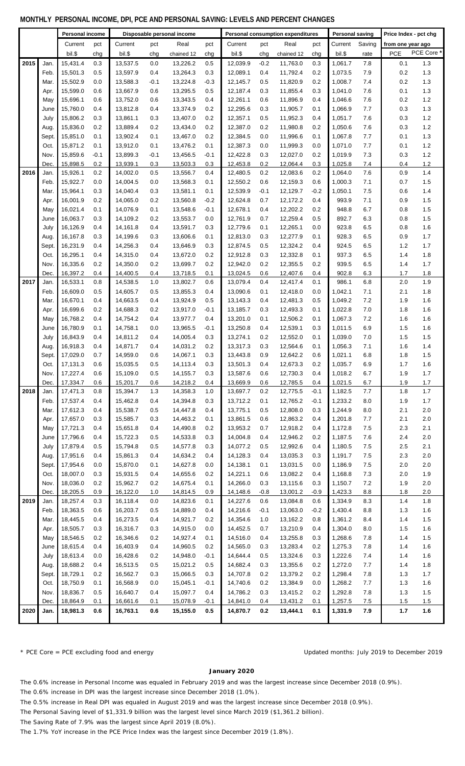**MONTHLY PERSONAL INCOME, DPI, PCE AND PERSONAL SAVING: LEVELS AND PERCENT CHANGES**

| | | Personal income | | Disposable personal income | | | | Personal consumption expenditures | | | | Personal saving | | Price Index - pct chg | |
|---|---|---|---|---|---|---|---|---|---|---|---|---|---|---|---|
| | | Current | pct | Current | pct | Real | pct | Current | pct | Real | pct | Current | Saving | from one year ago | |
| | | bil.$ | chg | bil.$ | chg | chained 12 | chg | bil.$ | chg | chained 12 | chg | bil.$ | rate | PCE | PCE Core * |
| 2015 | Jan. | 15,431.4 | 0.3 | 13,537.5 | 0.0 | 13,226.2 | 0.5 | 12,039.9 | -0.2 | 11,763.0 | 0.3 | 1,061.7 | 7.8 | 0.1 | 1.3 |
| | Feb. | 15,501.3 | 0.5 | 13,597.9 | 0.4 | 13,264.3 | 0.3 | 12,089.1 | 0.4 | 11,792.4 | 0.2 | 1,073.5 | 7.9 | 0.2 | 1.3 |
| | Mar. | 15,502.9 | 0.0 | 13,588.3 | -0.1 | 13,224.8 | -0.3 | 12,145.7 | 0.5 | 11,820.9 | 0.2 | 1,008.7 | 7.4 | 0.2 | 1.3 |
| | Apr. | 15,599.0 | 0.6 | 13,667.9 | 0.6 | 13,295.5 | 0.5 | 12,187.4 | 0.3 | 11,855.4 | 0.3 | 1,041.0 | 7.6 | 0.1 | 1.3 |
| | May | 15,696.1 | 0.6 | 13,752.0 | 0.6 | 13,343.5 | 0.4 | 12,261.1 | 0.6 | 11,896.9 | 0.4 | 1,046.6 | 7.6 | 0.2 | 1.2 |
| | June | 15,760.0 | 0.4 | 13,812.8 | 0.4 | 13,374.9 | 0.2 | 12,295.6 | 0.3 | 11,905.7 | 0.1 | 1,066.9 | 7.7 | 0.3 | 1.3 |
| | July | 15,806.2 | 0.3 | 13,861.1 | 0.3 | 13,407.0 | 0.2 | 12,357.1 | 0.5 | 11,952.3 | 0.4 | 1,051.7 | 7.6 | 0.3 | 1.2 |
| | Aug. | 15,836.0 | 0.2 | 13,889.4 | 0.2 | 13,434.0 | 0.2 | 12,387.0 | 0.2 | 11,980.8 | 0.2 | 1,050.6 | 7.6 | 0.3 | 1.2 |
| | Sept. | 15,851.0 | 0.1 | 13,902.4 | 0.1 | 13,467.0 | 0.2 | 12,384.5 | 0.0 | 11,996.6 | 0.1 | 1,067.8 | 7.7 | 0.1 | 1.3 |
| | Oct. | 15,871.2 | 0.1 | 13,912.0 | 0.1 | 13,476.2 | 0.1 | 12,387.3 | 0.0 | 11,999.3 | 0.0 | 1,071.0 | 7.7 | 0.1 | 1.2 |
| | Nov. | 15,859.6 | -0.1 | 13,899.3 | -0.1 | 13,456.5 | -0.1 | 12,422.8 | 0.3 | 12,027.0 | 0.2 | 1,019.9 | 7.3 | 0.3 | 1.2 |
| | Dec. | 15,898.5 | 0.2 | 13,939.1 | 0.3 | 13,503.3 | 0.3 | 12,453.8 | 0.2 | 12,064.4 | 0.3 | 1,025.8 | 7.4 | 0.4 | 1.2 |
| 2016 | Jan. | 15,926.1 | 0.2 | 14,002.0 | 0.5 | 13,556.7 | 0.4 | 12,480.5 | 0.2 | 12,083.6 | 0.2 | 1,064.0 | 7.6 | 0.9 | 1.4 |
| | Feb. | 15,922.7 | 0.0 | 14,004.5 | 0.0 | 13,568.3 | 0.1 | 12,550.2 | 0.6 | 12,159.3 | 0.6 | 1,000.3 | 7.1 | 0.7 | 1.5 |
| | Mar. | 15,964.1 | 0.3 | 14,040.4 | 0.3 | 13,581.1 | 0.1 | 12,539.9 | -0.1 | 12,129.7 | -0.2 | 1,050.1 | 7.5 | 0.6 | 1.4 |
| | Apr. | 16,001.9 | 0.2 | 14,065.0 | 0.2 | 13,560.8 | -0.2 | 12,624.8 | 0.7 | 12,172.2 | 0.4 | 993.9 | 7.1 | 0.9 | 1.5 |
| | May | 16,021.4 | 0.1 | 14,076.9 | 0.1 | 13,548.6 | -0.1 | 12,678.1 | 0.4 | 12,202.2 | 0.2 | 948.8 | 6.7 | 0.8 | 1.5 |
| | June | 16,063.7 | 0.3 | 14,109.2 | 0.2 | 13,553.7 | 0.0 | 12,761.9 | 0.7 | 12,259.4 | 0.5 | 892.7 | 6.3 | 0.8 | 1.5 |
| | July | 16,126.9 | 0.4 | 14,161.8 | 0.4 | 13,591.7 | 0.3 | 12,779.6 | 0.1 | 12,265.1 | 0.0 | 923.8 | 6.5 | 0.8 | 1.6 |
| | Aug. | 16,167.8 | 0.3 | 14,199.6 | 0.3 | 13,606.6 | 0.1 | 12,813.0 | 0.3 | 12,277.9 | 0.1 | 928.3 | 6.5 | 0.9 | 1.7 |
| | Sept. | 16,231.9 | 0.4 | 14,256.3 | 0.4 | 13,646.9 | 0.3 | 12,874.5 | 0.5 | 12,324.2 | 0.4 | 924.5 | 6.5 | 1.2 | 1.7 |
| | Oct. | 16,295.1 | 0.4 | 14,315.0 | 0.4 | 13,672.0 | 0.2 | 12,912.8 | 0.3 | 12,332.8 | 0.1 | 937.3 | 6.5 | 1.4 | 1.8 |
| | Nov. | 16,335.6 | 0.2 | 14,350.0 | 0.2 | 13,699.7 | 0.2 | 12,942.0 | 0.2 | 12,355.5 | 0.2 | 939.5 | 6.5 | 1.4 | 1.7 |
| | Dec. | 16,397.2 | 0.4 | 14,400.5 | 0.4 | 13,718.5 | 0.1 | 13,024.5 | 0.6 | 12,407.6 | 0.4 | 902.8 | 6.3 | 1.7 | 1.8 |
| 2017 | Jan. | 16,533.1 | 0.8 | 14,538.5 | 1.0 | 13,802.7 | 0.6 | 13,079.4 | 0.4 | 12,417.4 | 0.1 | 986.1 | 6.8 | 2.0 | 1.9 |
| | Feb. | 16,609.0 | 0.5 | 14,605.7 | 0.5 | 13,855.3 | 0.4 | 13,090.6 | 0.1 | 12,418.0 | 0.0 | 1,042.1 | 7.1 | 2.1 | 1.8 |
| | Mar. | 16,670.1 | 0.4 | 14,663.5 | 0.4 | 13,924.9 | 0.5 | 13,143.3 | 0.4 | 12,481.3 | 0.5 | 1,049.2 | 7.2 | 1.9 | 1.6 |
| | Apr. | 16,699.6 | 0.2 | 14,688.3 | 0.2 | 13,917.0 | -0.1 | 13,185.7 | 0.3 | 12,493.3 | 0.1 | 1,022.8 | 7.0 | 1.8 | 1.6 |
| | May | 16,768.2 | 0.4 | 14,754.2 | 0.4 | 13,977.7 | 0.4 | 13,201.0 | 0.1 | 12,506.2 | 0.1 | 1,067.3 | 7.2 | 1.6 | 1.6 |
| | June | 16,780.9 | 0.1 | 14,758.1 | 0.0 | 13,965.5 | -0.1 | 13,250.8 | 0.4 | 12,539.1 | 0.3 | 1,011.5 | 6.9 | 1.5 | 1.6 |
| | July | 16,843.9 | 0.4 | 14,811.2 | 0.4 | 14,005.4 | 0.3 | 13,274.1 | 0.2 | 12,552.0 | 0.1 | 1,039.0 | 7.0 | 1.5 | 1.5 |
| | Aug. | 16,918.3 | 0.4 | 14,871.7 | 0.4 | 14,031.2 | 0.2 | 13,317.3 | 0.3 | 12,564.6 | 0.1 | 1,056.3 | 7.1 | 1.6 | 1.4 |
| | Sept. | 17,029.0 | 0.7 | 14,959.0 | 0.6 | 14,067.1 | 0.3 | 13,443.8 | 0.9 | 12,642.2 | 0.6 | 1,021.1 | 6.8 | 1.8 | 1.5 |
| | Oct. | 17,131.3 | 0.6 | 15,035.5 | 0.5 | 14,113.4 | 0.3 | 13,501.3 | 0.4 | 12,673.3 | 0.2 | 1,035.7 | 6.9 | 1.7 | 1.6 |
| | Nov. | 17,227.4 | 0.6 | 15,109.0 | 0.5 | 14,155.7 | 0.3 | 13,587.6 | 0.6 | 12,730.3 | 0.4 | 1,018.2 | 6.7 | 1.9 | 1.7 |
| | Dec. | 17,334.7 | 0.6 | 15,201.7 | 0.6 | 14,218.2 | 0.4 | 13,669.9 | 0.6 | 12,785.5 | 0.4 | 1,021.5 | 6.7 | 1.9 | 1.7 |
| 2018 | Jan. | 17,471.3 | 0.8 | 15,394.7 | 1.3 | 14,358.3 | 1.0 | 13,697.7 | 0.2 | 12,775.5 | -0.1 | 1,182.5 | 7.7 | 1.8 | 1.7 |
| | Feb. | 17,537.4 | 0.4 | 15,462.8 | 0.4 | 14,394.8 | 0.3 | 13,712.2 | 0.1 | 12,765.2 | -0.1 | 1,233.2 | 8.0 | 1.9 | 1.7 |
| | Mar. | 17,612.3 | 0.4 | 15,538.7 | 0.5 | 14,447.8 | 0.4 | 13,775.1 | 0.5 | 12,808.0 | 0.3 | 1,244.9 | 8.0 | 2.1 | 2.0 |
| | Apr. | 17,657.0 | 0.3 | 15,585.7 | 0.3 | 14,463.2 | 0.1 | 13,861.5 | 0.6 | 12,863.2 | 0.4 | 1,201.8 | 7.7 | 2.1 | 2.0 |
| | May | 17,721.3 | 0.4 | 15,651.8 | 0.4 | 14,490.8 | 0.2 | 13,953.2 | 0.7 | 12,918.2 | 0.4 | 1,172.8 | 7.5 | 2.3 | 2.1 |
| | June | 17,796.6 | 0.4 | 15,722.3 | 0.5 | 14,533.8 | 0.3 | 14,004.8 | 0.4 | 12,946.2 | 0.2 | 1,187.5 | 7.6 | 2.4 | 2.0 |
| | July | 17,879.4 | 0.5 | 15,794.8 | 0.5 | 14,577.8 | 0.3 | 14,077.2 | 0.5 | 12,992.6 | 0.4 | 1,180.5 | 7.5 | 2.5 | 2.1 |
| | Aug. | 17,951.6 | 0.4 | 15,861.3 | 0.4 | 14,634.2 | 0.4 | 14,128.3 | 0.4 | 13,035.3 | 0.3 | 1,191.7 | 7.5 | 2.3 | 2.0 |
| | Sept. | 17,954.6 | 0.0 | 15,870.0 | 0.1 | 14,627.8 | 0.0 | 14,138.1 | 0.1 | 13,031.5 | 0.0 | 1,186.9 | 7.5 | 2.0 | 2.0 |
| | Oct. | 18,007.0 | 0.3 | 15,931.5 | 0.4 | 14,655.6 | 0.2 | 14,221.1 | 0.6 | 13,082.2 | 0.4 | 1,168.8 | 7.3 | 2.0 | 1.9 |
| | Nov. | 18,036.0 | 0.2 | 15,962.7 | 0.2 | 14,675.4 | 0.1 | 14,266.0 | 0.3 | 13,115.6 | 0.3 | 1,150.7 | 7.2 | 1.9 | 2.0 |
| | Dec. | 18,205.5 | 0.9 | 16,122.0 | 1.0 | 14,814.5 | 0.9 | 14,148.6 | -0.8 | 13,001.2 | -0.9 | 1,423.3 | 8.8 | 1.8 | 2.0 |
| 2019 | Jan. | 18,257.4 | 0.3 | 16,118.4 | 0.0 | 14,823.6 | 0.1 | 14,227.6 | 0.6 | 13,084.8 | 0.6 | 1,334.9 | 8.3 | 1.4 | 1.8 |
| | Feb. | 18,363.5 | 0.6 | 16,203.7 | 0.5 | 14,889.0 | 0.4 | 14,216.6 | -0.1 | 13,063.0 | -0.2 | 1,430.4 | 8.8 | 1.3 | 1.6 |
| | Mar. | 18,445.5 | 0.4 | 16,273.5 | 0.4 | 14,921.7 | 0.2 | 14,354.6 | 1.0 | 13,162.2 | 0.8 | 1,361.2 | 8.4 | 1.4 | 1.5 |
| | Apr. | 18,505.7 | 0.3 | 16,316.7 | 0.3 | 14,915.0 | 0.0 | 14,452.5 | 0.7 | 13,210.9 | 0.4 | 1,304.0 | 8.0 | 1.5 | 1.6 |
| | May | 18,546.5 | 0.2 | 16,346.6 | 0.2 | 14,927.4 | 0.1 | 14,516.0 | 0.4 | 13,255.8 | 0.3 | 1,268.6 | 7.8 | 1.4 | 1.5 |
| | June | 18,615.4 | 0.4 | 16,403.9 | 0.4 | 14,960.5 | 0.2 | 14,565.0 | 0.3 | 13,283.4 | 0.2 | 1,275.3 | 7.8 | 1.4 | 1.6 |
| | July | 18,613.4 | 0.0 | 16,428.6 | 0.2 | 14,948.0 | -0.1 | 14,644.4 | 0.5 | 13,324.6 | 0.3 | 1,222.6 | 7.4 | 1.4 | 1.6 |
| | Aug. | 18,688.2 | 0.4 | 16,513.5 | 0.5 | 15,021.2 | 0.5 | 14,682.4 | 0.3 | 13,355.6 | 0.2 | 1,272.0 | 7.7 | 1.4 | 1.8 |
| | Sept. | 18,729.1 | 0.2 | 16,562.7 | 0.3 | 15,066.5 | 0.3 | 14,707.8 | 0.2 | 13,379.2 | 0.2 | 1,298.4 | 7.8 | 1.3 | 1.7 |
| | Oct. | 18,750.9 | 0.1 | 16,568.9 | 0.0 | 15,045.1 | -0.1 | 14,740.6 | 0.2 | 13,384.9 | 0.0 | 1,268.2 | 7.7 | 1.3 | 1.6 |
| | Nov. | 18,836.7 | 0.5 | 16,640.7 | 0.4 | 15,097.7 | 0.4 | 14,786.2 | 0.3 | 13,415.2 | 0.2 | 1,292.8 | 7.8 | 1.3 | 1.5 |
| | Dec. | 18,864.9 | 0.1 | 16,661.6 | 0.1 | 15,078.9 | -0.1 | 14,841.0 | 0.4 | 13,431.2 | 0.1 | 1,257.5 | 7.5 | 1.5 | 1.5 |
| **2020** | **Jan.** | **18,981.3** | **0.6** | **16,763.1** | **0.6** | **15,155.0** | **0.5** | **14,870.7** | **0.2** | **13,444.1** | **0.1** | **1,331.9** | **7.9** | **1.7** | **1.6** |

* PCE Core = PCE excluding food and energy

Updated months: July 2019 to December 2019

**January 2020**

The 0.6% increase in Personal Income was equaled in February 2019 and was the largest increase since December 2018 (0.9%).

The 0.6% increase in DPI was the largest increase since December 2018 (1.0%).

The 0.5% increase in Real DPI was equaled in August 2019 and was the largest increase since December 2018 (0.9%).

The Personal Saving level of $1,331.9 billion was the largest level since March 2019 ($1,361.2 billion).

The Saving Rate of 7.9% was the largest since April 2019 (8.0%).

The 1.7% YoY increase in the PCE Price Index was the largest since December 2019 (1.8%).